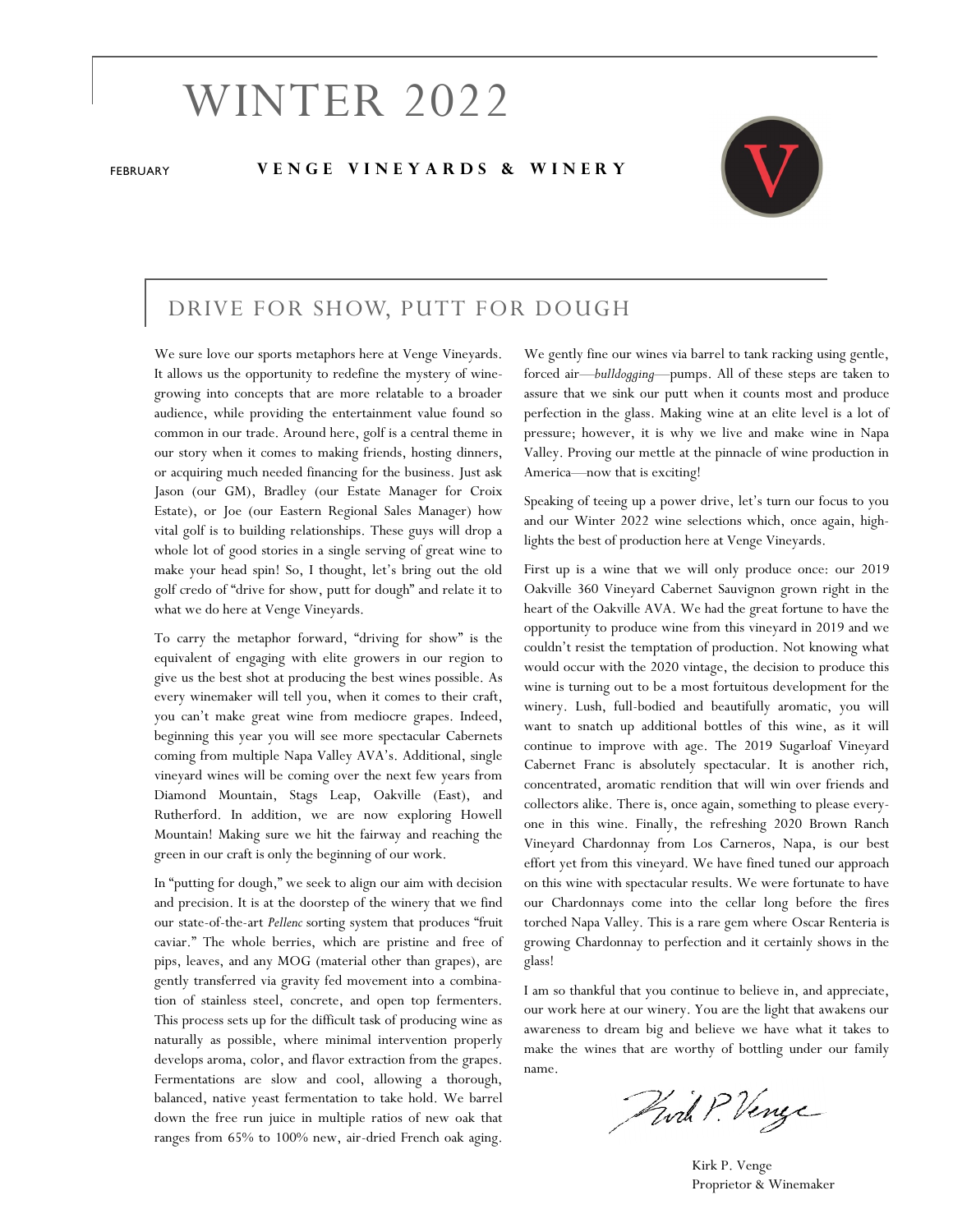# WINTER 2022

FEBRUARY

**VENGE VINEYARDS & WINERY**

## DRIVE FOR SHOW, PUTT FOR DOUGH

We sure love our sports metaphors here at Venge Vineyards. It allows us the opportunity to redefine the mystery of winegrowing into concepts that are more relatable to a broader audience, while providing the entertainment value found so common in our trade. Around here, golf is a central theme in our story when it comes to making friends, hosting dinners, or acquiring much needed financing for the business. Just ask Jason (our GM), Bradley (our Estate Manager for Croix Estate), or Joe (our Eastern Regional Sales Manager) how vital golf is to building relationships. These guys will drop a whole lot of good stories in a single serving of great wine to make your head spin! So, I thought, let's bring out the old golf credo of "drive for show, putt for dough" and relate it to what we do here at Venge Vineyards.

To carry the metaphor forward, "driving for show" is the equivalent of engaging with elite growers in our region to give us the best shot at producing the best wines possible. As every winemaker will tell you, when it comes to their craft, you can't make great wine from mediocre grapes. Indeed, beginning this year you will see more spectacular Cabernets coming from multiple Napa Valley AVA's. Additional, single vineyard wines will be coming over the next few years from Diamond Mountain, Stags Leap, Oakville (East), and Rutherford. In addition, we are now exploring Howell Mountain! Making sure we hit the fairway and reaching the green in our craft is only the beginning of our work.

In "putting for dough," we seek to align our aim with decision and precision. It is at the doorstep of the winery that we find our state-of-the-art *Pellenc* sorting system that produces "fruit caviar." The whole berries, which are pristine and free of pips, leaves, and any MOG (material other than grapes), are gently transferred via gravity fed movement into a combination of stainless steel, concrete, and open top fermenters. This process sets up for the difficult task of producing wine as naturally as possible, where minimal intervention properly develops aroma, color, and flavor extraction from the grapes. Fermentations are slow and cool, allowing a thorough, balanced, native yeast fermentation to take hold. We barrel down the free run juice in multiple ratios of new oak that ranges from 65% to 100% new, air-dried French oak aging. We gently fine our wines via barrel to tank racking using gentle, forced air—*bulldogging*—pumps. All of these steps are taken to assure that we sink our putt when it counts most and produce perfection in the glass. Making wine at an elite level is a lot of pressure; however, it is why we live and make wine in Napa Valley. Proving our mettle at the pinnacle of wine production in America—now that is exciting!

Speaking of teeing up a power drive, let's turn our focus to you and our Winter 2022 wine selections which, once again, highlights the best of production here at Venge Vineyards.

First up is a wine that we will only produce once: our 2019 Oakville 360 Vineyard Cabernet Sauvignon grown right in the heart of the Oakville AVA. We had the great fortune to have the opportunity to produce wine from this vineyard in 2019 and we couldn't resist the temptation of production. Not knowing what would occur with the 2020 vintage, the decision to produce this wine is turning out to be a most fortuitous development for the winery. Lush, full-bodied and beautifully aromatic, you will want to snatch up additional bottles of this wine, as it will continue to improve with age. The 2019 Sugarloaf Vineyard Cabernet Franc is absolutely spectacular. It is another rich, concentrated, aromatic rendition that will win over friends and collectors alike. There is, once again, something to please everyone in this wine. Finally, the refreshing 2020 Brown Ranch Vineyard Chardonnay from Los Carneros, Napa, is our best effort yet from this vineyard. We have fined tuned our approach on this wine with spectacular results. We were fortunate to have our Chardonnays come into the cellar long before the fires torched Napa Valley. This is a rare gem where Oscar Renteria is growing Chardonnay to perfection and it certainly shows in the glass!

I am so thankful that you continue to believe in, and appreciate, our work here at our winery. You are the light that awakens our awareness to dream big and believe we have what it takes to make the wines that are worthy of bottling under our family name.

*Kirk P. Venge*

Kirk P. Venge
Proprietor & Winemaker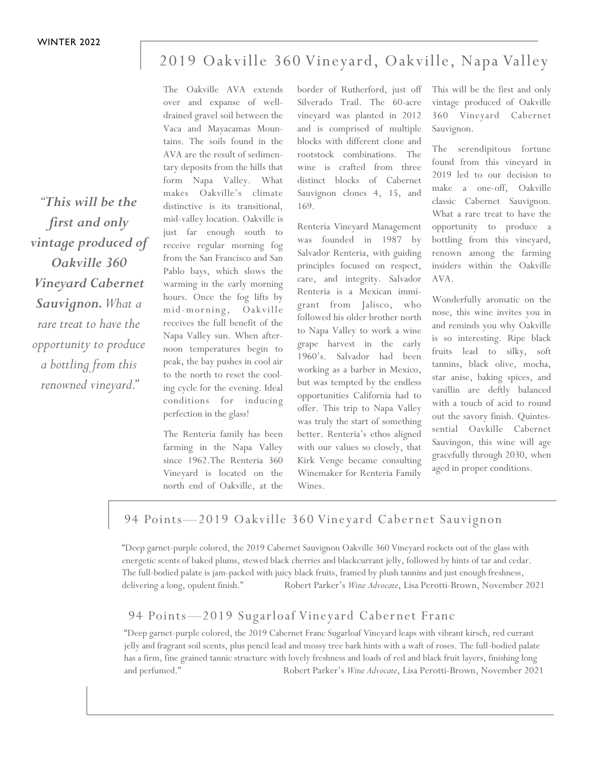## 2019 Oakville 360 Vineyard, Oakville, Napa Valley

*"**This will be the first and only vintage produced of Oakville 360 Vineyard Cabernet Sauvignon.** What a rare treat to have the opportunity to produce a bottling from this renowned vineyard."*

The Oakville AVA extends over and expanse of well-drained gravel soil between the Vaca and Mayacamas Mountains. The soils found in the AVA are the result of sedimentary deposits from the hills that form Napa Valley. What makes Oakville's climate distinctive is its transitional, mid-valley location. Oakville is just far enough south to receive regular morning fog from the San Francisco and San Pablo bays, which slows the warming in the early morning hours. Once the fog lifts by mid-morning, Oakville receives the full benefit of the Napa Valley sun. When afternoon temperatures begin to peak, the bay pushes in cool air to the north to reset the cooling cycle for the evening. Ideal conditions for inducing perfection in the glass!

The Renteria family has been farming in the Napa Valley since 1962.The Renteria 360 Vineyard is located on the north end of Oakville, at the border of Rutherford, just off Silverado Trail. The 60-acre vineyard was planted in 2012 and is comprised of multiple blocks with different clone and rootstock combinations. The wine is crafted from three distinct blocks of Cabernet Sauvignon clones 4, 15, and 169.

Renteria Vineyard Management was founded in 1987 by Salvador Renteria, with guiding principles focused on respect, care, and integrity. Salvador Renteria is a Mexican immigrant from Jalisco, who followed his older brother north to Napa Valley to work a wine grape harvest in the early 1960's. Salvador had been working as a barber in Mexico, but was tempted by the endless opportunities California had to offer. This trip to Napa Valley was truly the start of something better. Renteria's ethos aligned with our values so closely, that Kirk Venge became consulting Winemaker for Renteria Family Wines.

This will be the first and only vintage produced of Oakville 360 Vineyard Cabernet Sauvignon.

The serendipitous fortune found from this vineyard in 2019 led to our decision to make a one-off, Oakville classic Cabernet Sauvignon. What a rare treat to have the opportunity to produce a bottling from this vineyard, renown among the farming insiders within the Oakville AVA.

Wonderfully aromatic on the nose, this wine invites you in and reminds you why Oakville is so interesting. Ripe black fruits lead to silky, soft tannins, black olive, mocha, star anise, baking spices, and vanillin are deftly balanced with a touch of acid to round out the savory finish. Quintessential Oavkille Cabernet Sauvingon, this wine will age gracefully through 2030, when aged in proper conditions.

## 94 Points—2019 Oakville 360 Vineyard Cabernet Sauvignon

"Deep garnet-purple colored, the 2019 Cabernet Sauvignon Oakville 360 Vineyard rockets out of the glass with energetic scents of baked plums, stewed black cherries and blackcurrant jelly, followed by hints of tar and cedar. The full-bodied palate is jam-packed with juicy black fruits, framed by plush tannins and just enough freshness, delivering a long, opulent finish." Robert Parker's *Wine Advocate*, Lisa Perotti-Brown, November 2021

## 94 Points—2019 Sugarloaf Vineyard Cabernet Franc

"Deep garnet-purple colored, the 2019 Cabernet Franc Sugarloaf Vineyard leaps with vibrant kirsch, red currant jelly and fragrant soil scents, plus pencil lead and mossy tree bark hints with a waft of roses. The full-bodied palate has a firm, fine grained tannic structure with lovely freshness and loads of red and black fruit layers, finishing long and perfumed." Robert Parker's *Wine Advocate*, Lisa Perotti-Brown, November 2021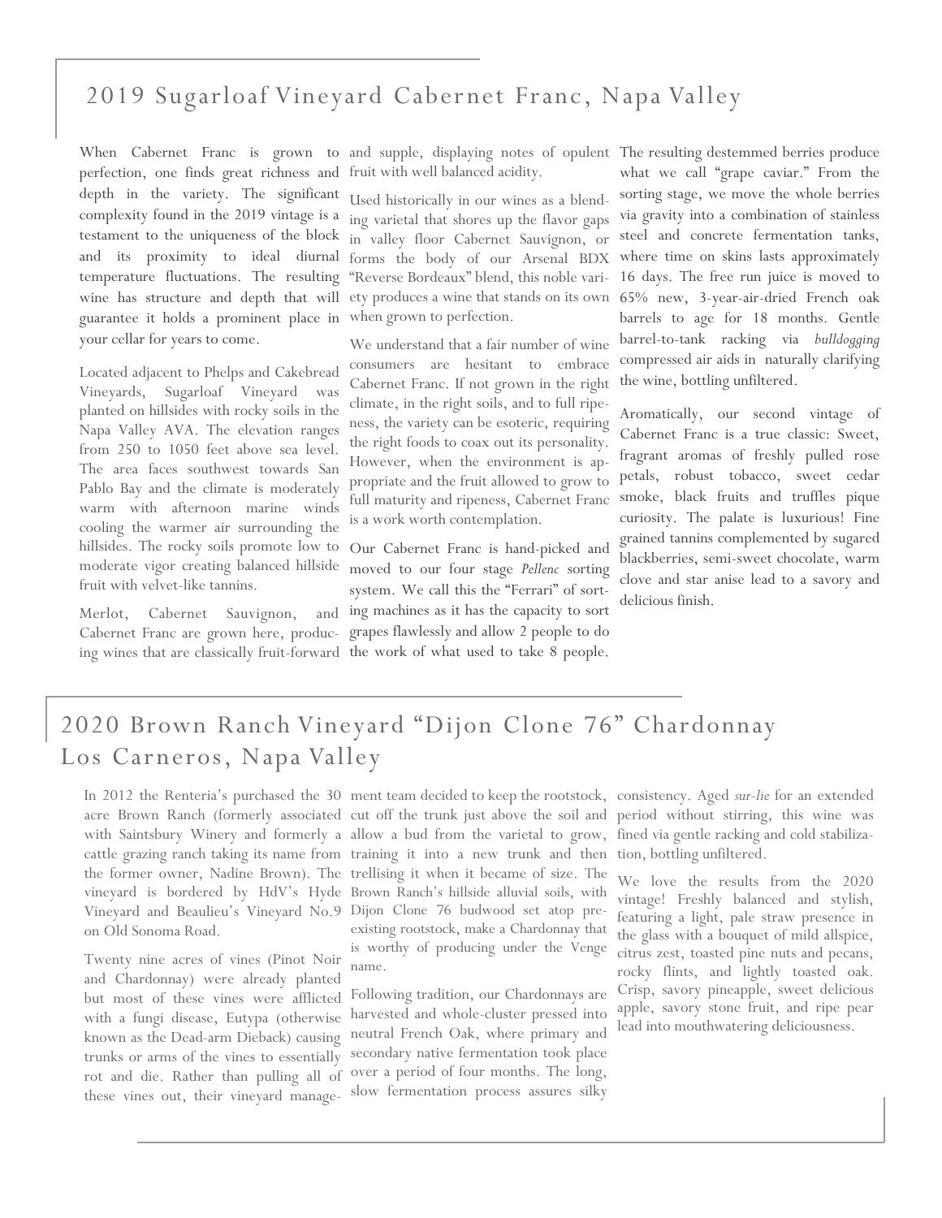## 2019 Sugarloaf Vineyard Cabernet Franc, Napa Valley

When Cabernet Franc is grown to perfection, one finds great richness and depth in the variety. The significant complexity found in the 2019 vintage is a testament to the uniqueness of the block and its proximity to ideal diurnal temperature fluctuations. The resulting wine has structure and depth that will guarantee it holds a prominent place in your cellar for years to come.

Located adjacent to Phelps and Cakebread Vineyards, Sugarloaf Vineyard was planted on hillsides with rocky soils in the Napa Valley AVA. The elevation ranges from 250 to 1050 feet above sea level. The area faces southwest towards San Pablo Bay and the climate is moderately warm with afternoon marine winds cooling the warmer air surrounding the hillsides. The rocky soils promote low to moderate vigor creating balanced hillside fruit with velvet-like tannins.

Merlot, Cabernet Sauvignon, and Cabernet Franc are grown here, producing wines that are classically fruit-forward and supple, displaying notes of opulent fruit with well balanced acidity.

Used historically in our wines as a blending varietal that shores up the flavor gaps in valley floor Cabernet Sauvignon, or forms the body of our Arsenal BDX "Reverse Bordeaux" blend, this noble variety produces a wine that stands on its own when grown to perfection.

We understand that a fair number of wine consumers are hesitant to embrace Cabernet Franc. If not grown in the right climate, in the right soils, and to full ripeness, the variety can be esoteric, requiring the right foods to coax out its personality. However, when the environment is appropriate and the fruit allowed to grow to full maturity and ripeness, Cabernet Franc is a work worth contemplation.

Our Cabernet Franc is hand-picked and moved to our four stage *Pellenc* sorting system. We call this the "Ferrari" of sorting machines as it has the capacity to sort grapes flawlessly and allow 2 people to do the work of what used to take 8 people. The resulting destemmed berries produce what we call "grape caviar." From the sorting stage, we move the whole berries via gravity into a combination of stainless steel and concrete fermentation tanks, where time on skins lasts approximately 16 days. The free run juice is moved to 65% new, 3-year-air-dried French oak barrels to age for 18 months. Gentle barrel-to-tank racking via *bulldogging* compressed air aids in naturally clarifying the wine, bottling unfiltered.

Aromatically, our second vintage of Cabernet Franc is a true classic: Sweet, fragrant aromas of freshly pulled rose petals, robust tobacco, sweet cedar smoke, black fruits and truffles pique curiosity. The palate is luxurious! Fine grained tannins complemented by sugared blackberries, semi-sweet chocolate, warm clove and star anise lead to a savory and delicious finish.

## 2020 Brown Ranch Vineyard "Dijon Clone 76" Chardonnay Los Carneros, Napa Valley

In 2012 the Renteria's purchased the 30 acre Brown Ranch (formerly associated with Saintsbury Winery and formerly a cattle grazing ranch taking its name from the former owner, Nadine Brown). The vineyard is bordered by HdV's Hyde Vineyard and Beaulieu's Vineyard No.9 on Old Sonoma Road.

Twenty nine acres of vines (Pinot Noir and Chardonnay) were already planted but most of these vines were afflicted with a fungi disease, Eutypa (otherwise known as the Dead-arm Dieback) causing trunks or arms of the vines to essentially rot and die. Rather than pulling all of these vines out, their vineyard management team decided to keep the rootstock, cut off the trunk just above the soil and allow a bud from the varietal to grow, training it into a new trunk and then trellising it when it became of size. The Brown Ranch's hillside alluvial soils, with Dijon Clone 76 budwood set atop pre-existing rootstock, make a Chardonnay that is worthy of producing under the Venge name.

Following tradition, our Chardonnays are harvested and whole-cluster pressed into neutral French Oak, where primary and secondary native fermentation took place over a period of four months. The long, slow fermentation process assures silky consistency. Aged *sur-lie* for an extended period without stirring, this wine was fined via gentle racking and cold stabilization, bottling unfiltered.

We love the results from the 2020 vintage! Freshly balanced and stylish, featuring a light, pale straw presence in the glass with a bouquet of mild allspice, citrus zest, toasted pine nuts and pecans, rocky flints, and lightly toasted oak. Crisp, savory pineapple, sweet delicious apple, savory stone fruit, and ripe pear lead into mouthwatering deliciousness.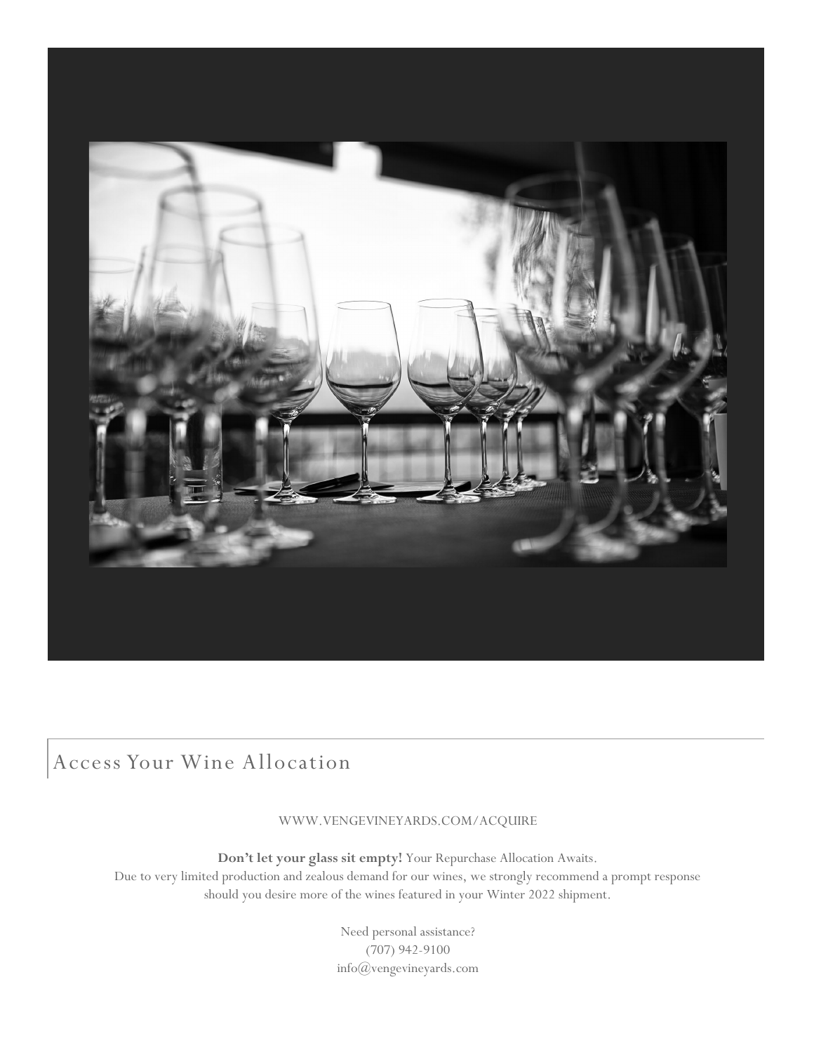## Access Your Wine Allocation

WWW.VENGEVINEYARDS.COM/ACQUIRE

**Don't let your glass sit empty!** Your Repurchase Allocation Awaits.
Due to very limited production and zealous demand for our wines, we strongly recommend a prompt response should you desire more of the wines featured in your Winter 2022 shipment.

Need personal assistance?
(707) 942-9100
info@vengevineyards.com